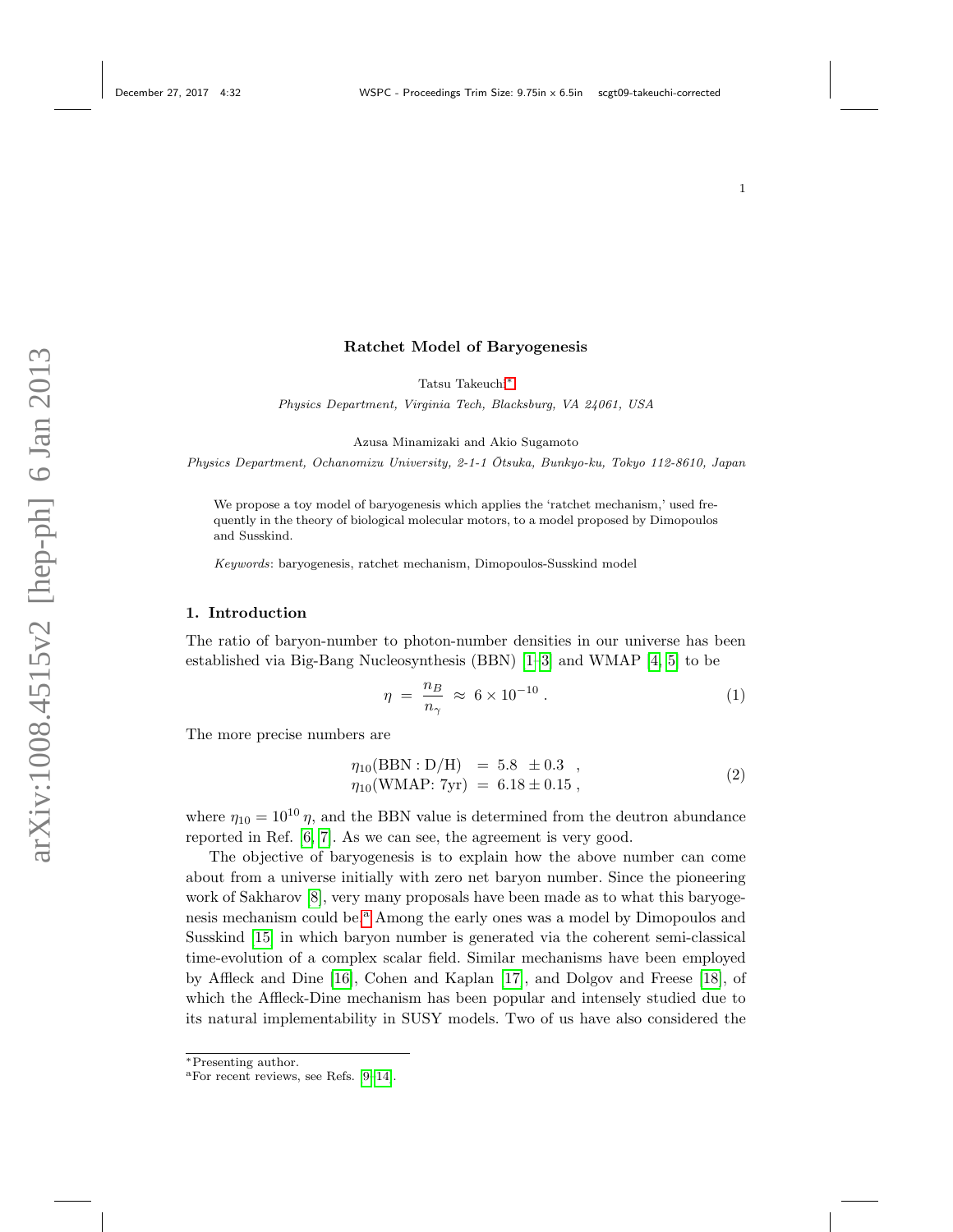# Ratchet Model of Baryogenesis

Tatsu Takeuchi[*]

*Physics Department, Virginia Tech, Blacksburg, VA 24061, USA*

Azusa Minamizaki and Akio Sugamoto

*Physics Department, Ochanomizu University, 2-1-1 Ōtsuka, Bunkyo-ku, Tokyo 112-8610, Japan*

We propose a toy model of baryogenesis which applies the 'ratchet mechanism,' used frequently in the theory of biological molecular motors, to a model proposed by Dimopoulos and Susskind.

*Keywords*: baryogenesis, ratchet mechanism, Dimopoulos-Susskind model

## 1. Introduction

The ratio of baryon-number to photon-number densities in our universe has been established via Big-Bang Nucleosynthesis (BBN) [1–3] and WMAP [4, 5] to be

$$\eta \;=\; \frac{n_B}{n_\gamma} \;\approx\; 6\times 10^{-10}\;. \tag{1}$$

The more precise numbers are

$$\begin{aligned}
\eta_{10}(\mathrm{BBN:D/H}) &= 5.8\;\;\pm 0.3\;\;\;, \\
\eta_{10}(\mathrm{WMAP\text{: }7yr}) &= 6.18 \pm 0.15\;,
\end{aligned} \tag{2}$$

where $\eta_{10} = 10^{10}\,\eta$, and the BBN value is determined from the deutron abundance reported in Ref. [6, 7]. As we can see, the agreement is very good.

The objective of baryogenesis is to explain how the above number can come about from a universe initially with zero net baryon number. Since the pioneering work of Sakharov [8], very many proposals have been made as to what this baryogenesis mechanism could be.[a] Among the early ones was a model by Dimopoulos and Susskind [15] in which baryon number is generated via the coherent semi-classical time-evolution of a complex scalar field. Similar mechanisms have been employed by Affleck and Dine [16], Cohen and Kaplan [17], and Dolgov and Freese [18], of which the Affleck-Dine mechanism has been popular and intensely studied due to its natural implementability in SUSY models. Two of us have also considered the

[*] Presenting author.

[a] For recent reviews, see Refs. [9–14].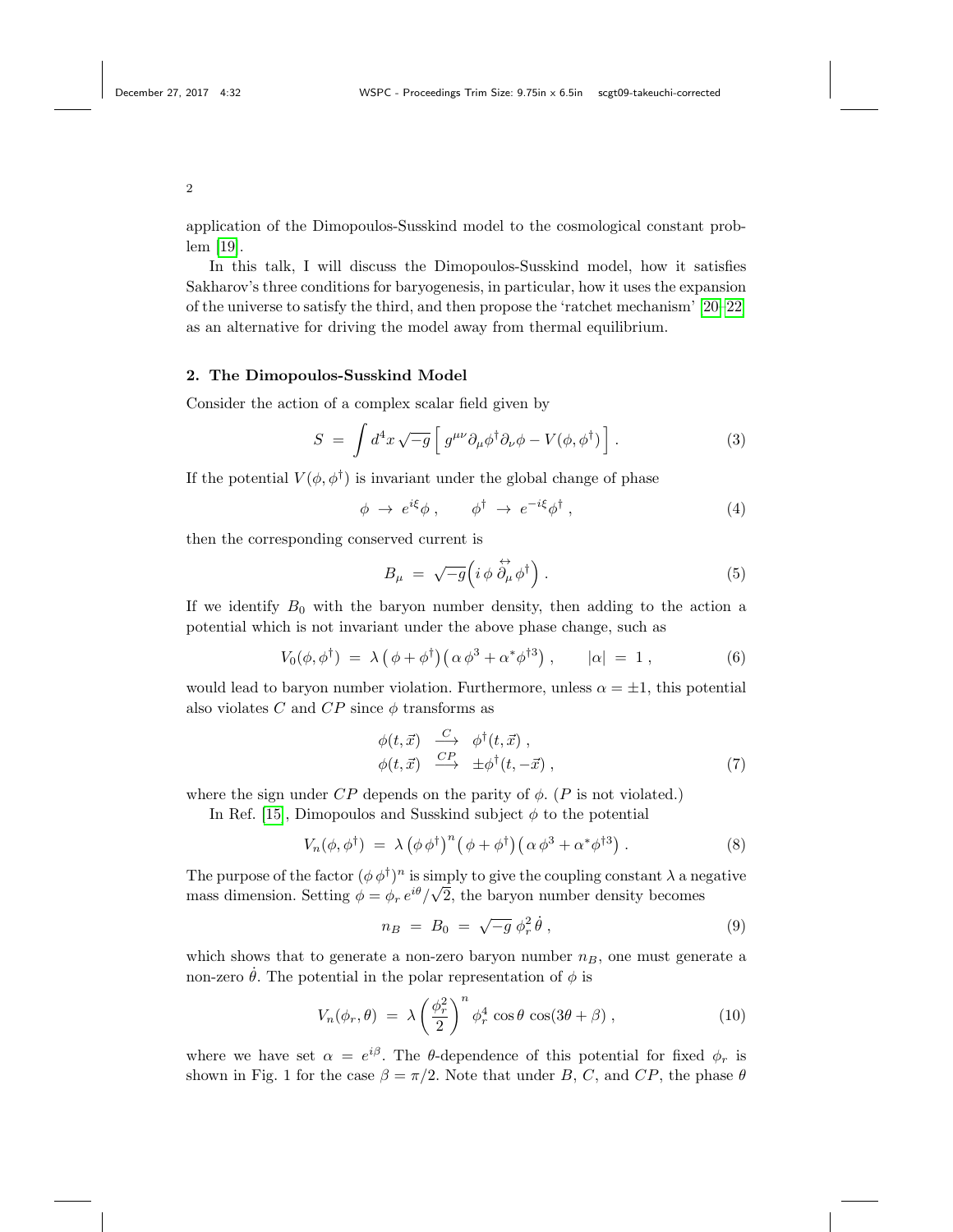application of the Dimopoulos-Susskind model to the cosmological constant problem [19].

In this talk, I will discuss the Dimopoulos-Susskind model, how it satisfies Sakharov's three conditions for baryogenesis, in particular, how it uses the expansion of the universe to satisfy the third, and then propose the 'ratchet mechanism' [20–22] as an alternative for driving the model away from thermal equilibrium.

## 2. The Dimopoulos-Susskind Model

Consider the action of a complex scalar field given by

$$S \;=\; \int d^4x\,\sqrt{-g}\,\Big[\; g^{\mu\nu}\partial_\mu\phi^\dagger\partial_\nu\phi - V(\phi,\phi^\dagger)\,\Big]\;. \tag{3}$$

If the potential $V(\phi,\phi^\dagger)$ is invariant under the global change of phase

$$\phi \;\to\; e^{i\xi}\phi\;, \qquad \phi^\dagger \;\to\; e^{-i\xi}\phi^\dagger\;, \tag{4}$$

then the corresponding conserved current is

$$B_\mu \;=\; \sqrt{-g}\Big(i\,\phi\,\overleftrightarrow{\partial_\mu}\,\phi^\dagger\Big)\;. \tag{5}$$

If we identify $B_0$ with the baryon number density, then adding to the action a potential which is not invariant under the above phase change, such as

$$V_0(\phi,\phi^\dagger) \;=\; \lambda\,\big(\,\phi+\phi^\dagger\big)\big(\,\alpha\,\phi^3+\alpha^*\phi^{\dagger 3}\big)\;, \qquad |\alpha| \;=\; 1\;, \tag{6}$$

would lead to baryon number violation. Furthermore, unless $\alpha = \pm 1$, this potential also violates $C$ and $CP$ since $\phi$ transforms as

$$\begin{aligned}\phi(t,\vec{x}) \;&\xrightarrow{\;C\;}\; \phi^\dagger(t,\vec{x})\;,\\ \phi(t,\vec{x}) \;&\xrightarrow{\;CP\;}\; \pm\phi^\dagger(t,-\vec{x})\;,\end{aligned} \tag{7}$$

where the sign under $CP$ depends on the parity of $\phi$. ($P$ is not violated.)

In Ref. [15], Dimopoulos and Susskind subject $\phi$ to the potential

$$V_n(\phi,\phi^\dagger) \;=\; \lambda\,\big(\phi\,\phi^\dagger\big)^n\big(\,\phi+\phi^\dagger\big)\big(\,\alpha\,\phi^3+\alpha^*\phi^{\dagger 3}\big)\;. \tag{8}$$

The purpose of the factor $(\phi\,\phi^\dagger)^n$ is simply to give the coupling constant $\lambda$ a negative mass dimension. Setting $\phi = \phi_r\,e^{i\theta}/\sqrt{2}$, the baryon number density becomes

$$n_B \;=\; B_0 \;=\; \sqrt{-g}\;\phi_r^2\,\dot{\theta}\;, \tag{9}$$

which shows that to generate a non-zero baryon number $n_B$, one must generate a non-zero $\dot{\theta}$. The potential in the polar representation of $\phi$ is

$$V_n(\phi_r,\theta) \;=\; \lambda\left(\frac{\phi_r^2}{2}\right)^n\phi_r^4\,\cos\theta\,\cos(3\theta+\beta)\;, \tag{10}$$

where we have set $\alpha = e^{i\beta}$. The $\theta$-dependence of this potential for fixed $\phi_r$ is shown in Fig. 1 for the case $\beta = \pi/2$. Note that under $B$, $C$, and $CP$, the phase $\theta$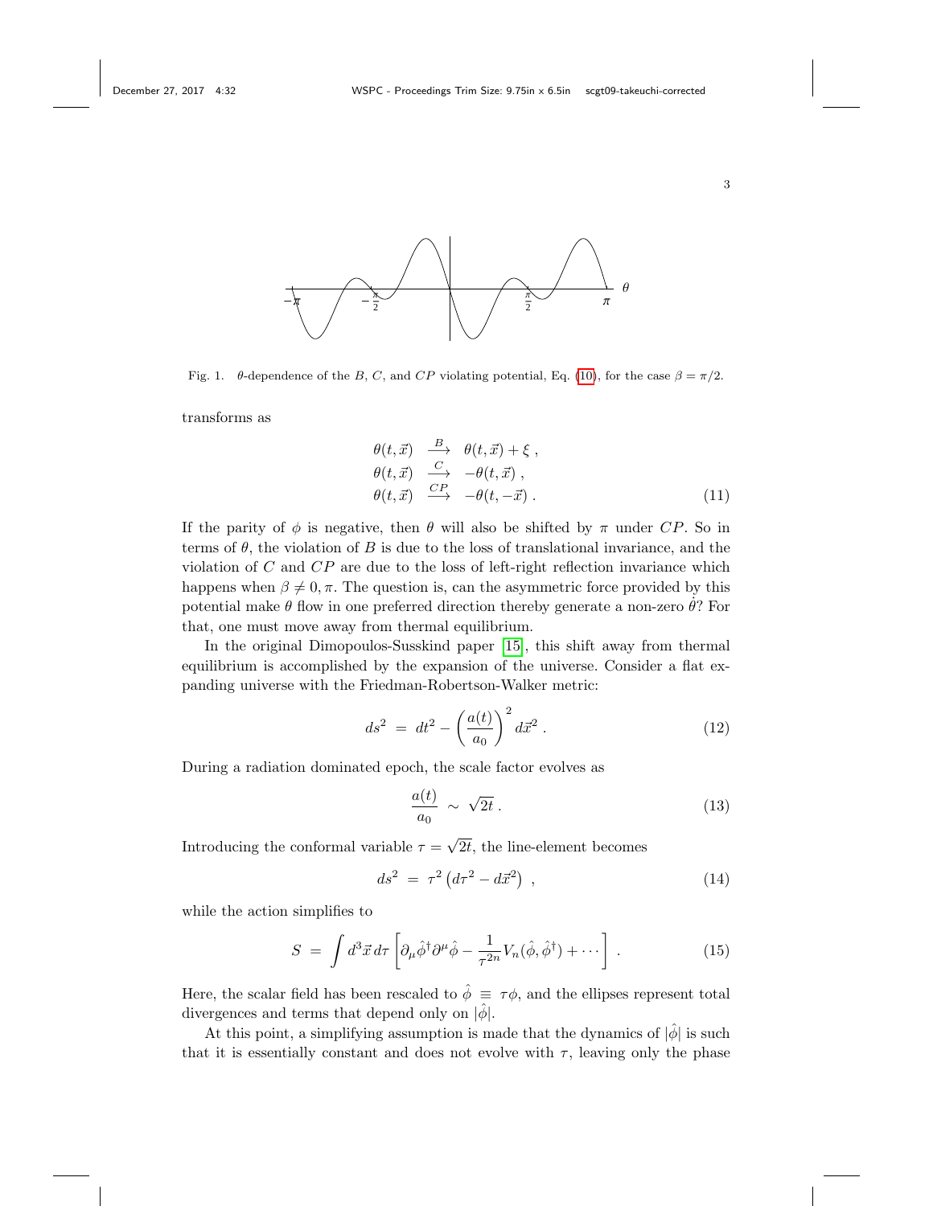Fig. 1. $\theta$-dependence of the $B$, $C$, and $CP$ violating potential, Eq. (10), for the case $\beta = \pi/2$.

transforms as

$$
\begin{aligned}
\theta(t, \vec{x}) &\xrightarrow{B} \theta(t, \vec{x}) + \xi \, , \\
\theta(t, \vec{x}) &\xrightarrow{C} -\theta(t, \vec{x}) \, , \\
\theta(t, \vec{x}) &\xrightarrow{CP} -\theta(t, -\vec{x}) \, .
\end{aligned}
\tag{11}
$$

If the parity of $\phi$ is negative, then $\theta$ will also be shifted by $\pi$ under $CP$. So in terms of $\theta$, the violation of $B$ is due to the loss of translational invariance, and the violation of $C$ and $CP$ are due to the loss of left-right reflection invariance which happens when $\beta \neq 0, \pi$. The question is, can the asymmetric force provided by this potential make $\theta$ flow in one preferred direction thereby generate a non-zero $\dot{\theta}$? For that, one must move away from thermal equilibrium.

In the original Dimopoulos-Susskind paper [15], this shift away from thermal equilibrium is accomplished by the expansion of the universe. Consider a flat expanding universe with the Friedman-Robertson-Walker metric:

$$
ds^2 \;=\; dt^2 - \left(\frac{a(t)}{a_0}\right)^2 d\vec{x}^2 \, .
\tag{12}
$$

During a radiation dominated epoch, the scale factor evolves as

$$
\frac{a(t)}{a_0} \;\sim\; \sqrt{2t} \, .
\tag{13}
$$

Introducing the conformal variable $\tau = \sqrt{2t}$, the line-element becomes

$$
ds^2 \;=\; \tau^2 \left( d\tau^2 - d\vec{x}^2 \right) \, ,
\tag{14}
$$

while the action simplifies to

$$
S \;=\; \int d^3\vec{x}\, d\tau \left[ \partial_\mu \hat{\phi}^\dagger \partial^\mu \hat{\phi} - \frac{1}{\tau^{2n}} V_n(\hat{\phi}, \hat{\phi}^\dagger) + \cdots \right] \, .
\tag{15}
$$

Here, the scalar field has been rescaled to $\hat{\phi} \;\equiv\; \tau\phi$, and the ellipses represent total divergences and terms that depend only on $|\hat{\phi}|$.

At this point, a simplifying assumption is made that the dynamics of $|\hat{\phi}|$ is such that it is essentially constant and does not evolve with $\tau$, leaving only the phase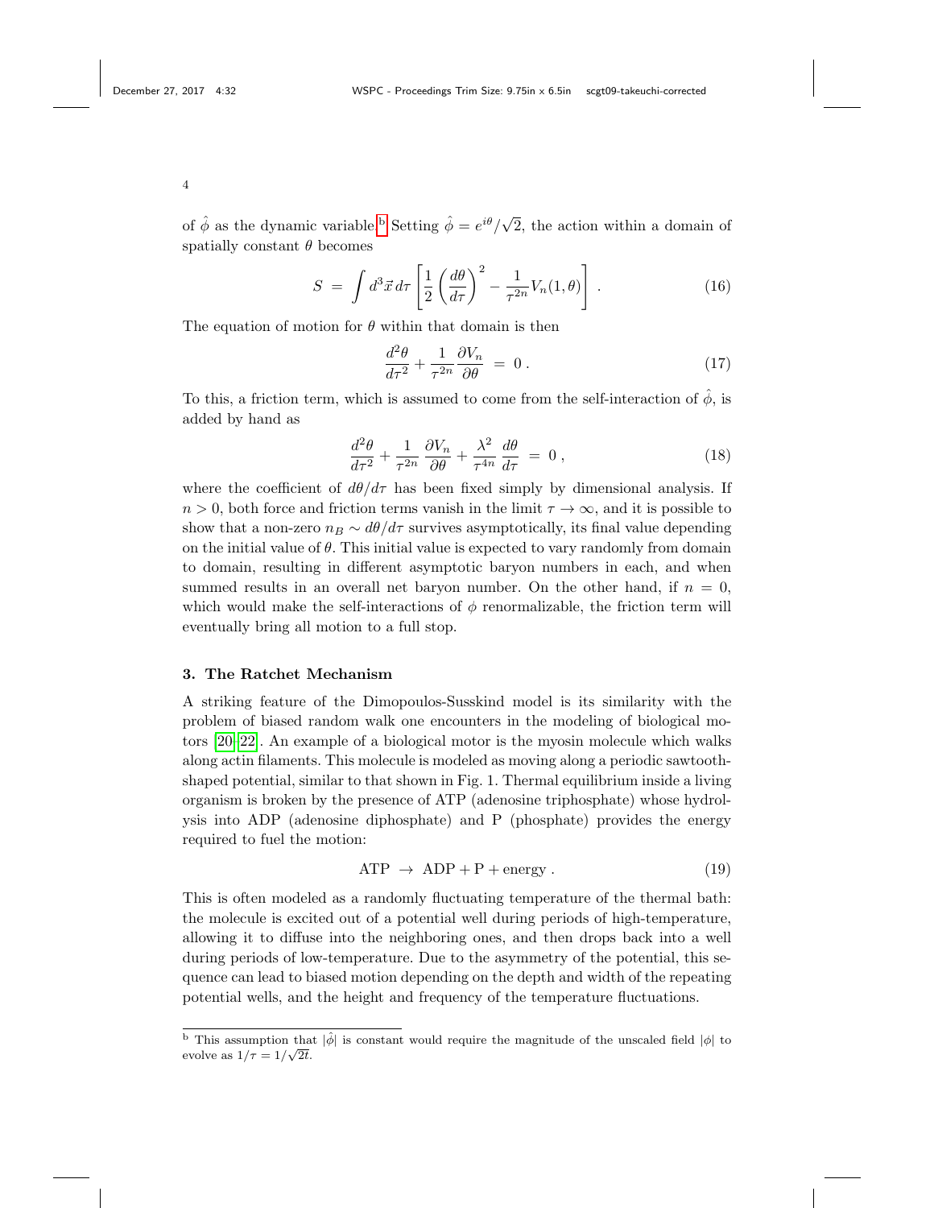of $\hat{\phi}$ as the dynamic variable.[b] Setting $\hat{\phi} = e^{i\theta}/\sqrt{2}$, the action within a domain of spatially constant $\theta$ becomes

$$S \;=\; \int d^3\vec{x}\, d\tau \left[ \frac{1}{2}\left(\frac{d\theta}{d\tau}\right)^2 - \frac{1}{\tau^{2n}} V_n(1,\theta) \right] . \tag{16}$$

The equation of motion for $\theta$ within that domain is then

$$\frac{d^2\theta}{d\tau^2} + \frac{1}{\tau^{2n}}\frac{\partial V_n}{\partial \theta} \;=\; 0 \,. \tag{17}$$

To this, a friction term, which is assumed to come from the self-interaction of $\hat{\phi}$, is added by hand as

$$\frac{d^2\theta}{d\tau^2} + \frac{1}{\tau^{2n}}\,\frac{\partial V_n}{\partial \theta} + \frac{\lambda^2}{\tau^{4n}}\,\frac{d\theta}{d\tau} \;=\; 0 \,, \tag{18}$$

where the coefficient of $d\theta/d\tau$ has been fixed simply by dimensional analysis. If $n > 0$, both force and friction terms vanish in the limit $\tau \to \infty$, and it is possible to show that a non-zero $n_B \sim d\theta/d\tau$ survives asymptotically, its final value depending on the initial value of $\theta$. This initial value is expected to vary randomly from domain to domain, resulting in different asymptotic baryon numbers in each, and when summed results in an overall net baryon number. On the other hand, if $n = 0$, which would make the self-interactions of $\phi$ renormalizable, the friction term will eventually bring all motion to a full stop.

### 3. The Ratchet Mechanism

A striking feature of the Dimopoulos-Susskind model is its similarity with the problem of biased random walk one encounters in the modeling of biological motors [20–22]. An example of a biological motor is the myosin molecule which walks along actin filaments. This molecule is modeled as moving along a periodic sawtooth-shaped potential, similar to that shown in Fig. 1. Thermal equilibrium inside a living organism is broken by the presence of ATP (adenosine triphosphate) whose hydrolysis into ADP (adenosine diphosphate) and P (phosphate) provides the energy required to fuel the motion:

$$\mathrm{ATP} \;\to\; \mathrm{ADP} + \mathrm{P} + \mathrm{energy}\,. \tag{19}$$

This is often modeled as a randomly fluctuating temperature of the thermal bath: the molecule is excited out of a potential well during periods of high-temperature, allowing it to diffuse into the neighboring ones, and then drops back into a well during periods of low-temperature. Due to the asymmetry of the potential, this sequence can lead to biased motion depending on the depth and width of the repeating potential wells, and the height and frequency of the temperature fluctuations.

---

[b] This assumption that $|\hat{\phi}|$ is constant would require the magnitude of the unscaled field $|\phi|$ to evolve as $1/\tau = 1/\sqrt{2t}$.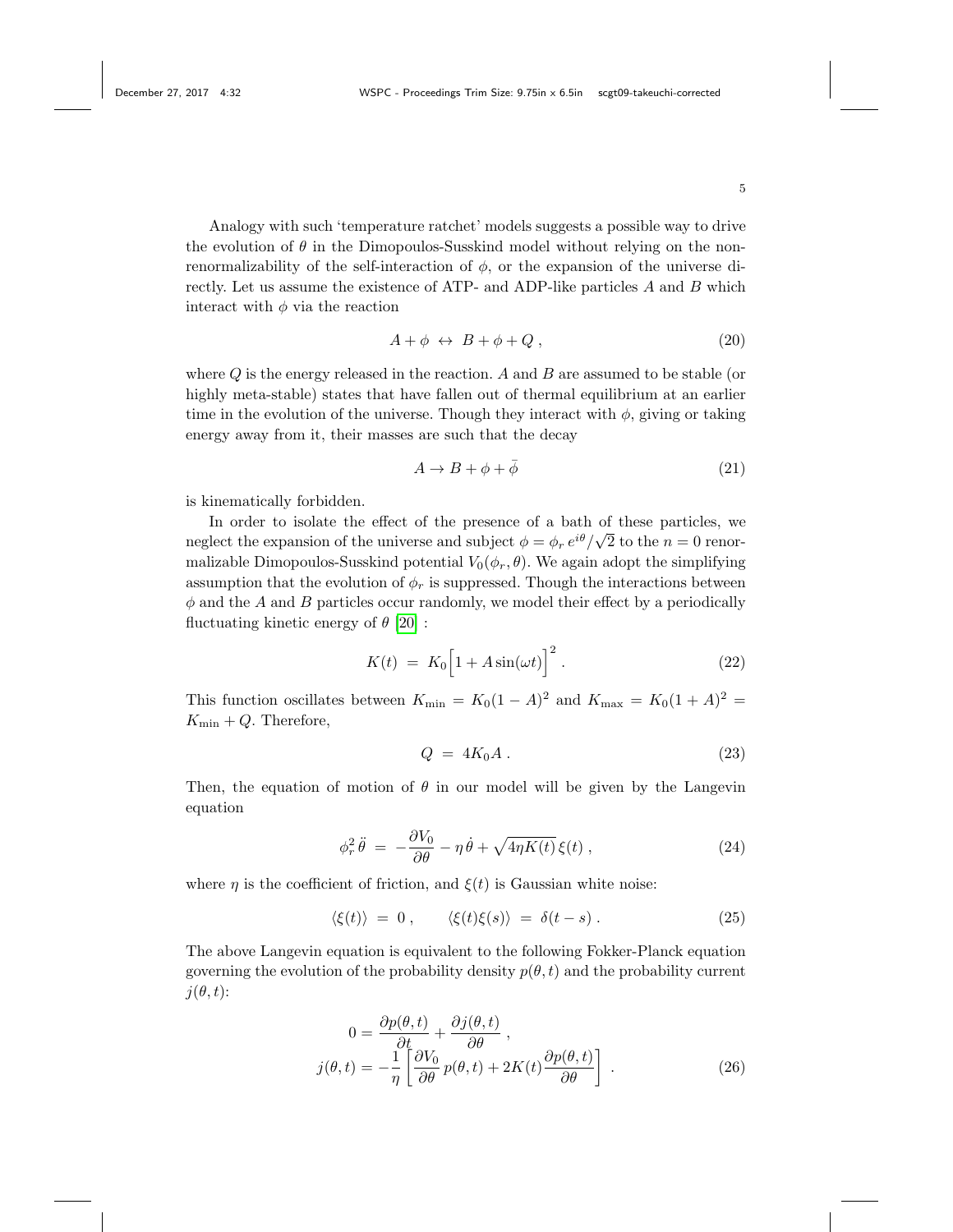Analogy with such 'temperature ratchet' models suggests a possible way to drive the evolution of $\theta$ in the Dimopoulos-Susskind model without relying on the non-renormalizability of the self-interaction of $\phi$, or the expansion of the universe directly. Let us assume the existence of ATP- and ADP-like particles $A$ and $B$ which interact with $\phi$ via the reaction

$$A + \phi \;\leftrightarrow\; B + \phi + Q \,, \tag{20}$$

where $Q$ is the energy released in the reaction. $A$ and $B$ are assumed to be stable (or highly meta-stable) states that have fallen out of thermal equilibrium at an earlier time in the evolution of the universe. Though they interact with $\phi$, giving or taking energy away from it, their masses are such that the decay

$$A \to B + \phi + \bar{\phi} \tag{21}$$

is kinematically forbidden.

In order to isolate the effect of the presence of a bath of these particles, we neglect the expansion of the universe and subject $\phi = \phi_r\, e^{i\theta}/\sqrt{2}$ to the $n = 0$ renormalizable Dimopoulos-Susskind potential $V_0(\phi_r, \theta)$. We again adopt the simplifying assumption that the evolution of $\phi_r$ is suppressed. Though the interactions between $\phi$ and the $A$ and $B$ particles occur randomly, we model their effect by a periodically fluctuating kinetic energy of $\theta$ [20] :

$$K(t) \;=\; K_0\Big[1 + A\sin(\omega t)\Big]^2 \,. \tag{22}$$

This function oscillates between $K_{\min} = K_0(1-A)^2$ and $K_{\max} = K_0(1+A)^2 = K_{\min} + Q$. Therefore,

$$Q \;=\; 4K_0 A \,. \tag{23}$$

Then, the equation of motion of $\theta$ in our model will be given by the Langevin equation

$$\phi_r^2\,\ddot{\theta} \;=\; -\frac{\partial V_0}{\partial \theta} - \eta\,\dot{\theta} + \sqrt{4\eta K(t)}\,\xi(t) \,, \tag{24}$$

where $\eta$ is the coefficient of friction, and $\xi(t)$ is Gaussian white noise:

$$\langle \xi(t) \rangle \;=\; 0 \,, \qquad \langle \xi(t)\xi(s) \rangle \;=\; \delta(t-s) \,. \tag{25}$$

The above Langevin equation is equivalent to the following Fokker-Planck equation governing the evolution of the probability density $p(\theta, t)$ and the probability current $j(\theta, t)$:

$$\begin{aligned} 0 &= \frac{\partial p(\theta,t)}{\partial t} + \frac{\partial j(\theta,t)}{\partial \theta} \,, \\ j(\theta,t) &= -\frac{1}{\eta}\left[\frac{\partial V_0}{\partial \theta}\, p(\theta,t) + 2K(t)\frac{\partial p(\theta,t)}{\partial \theta}\right] \,. \end{aligned} \tag{26}$$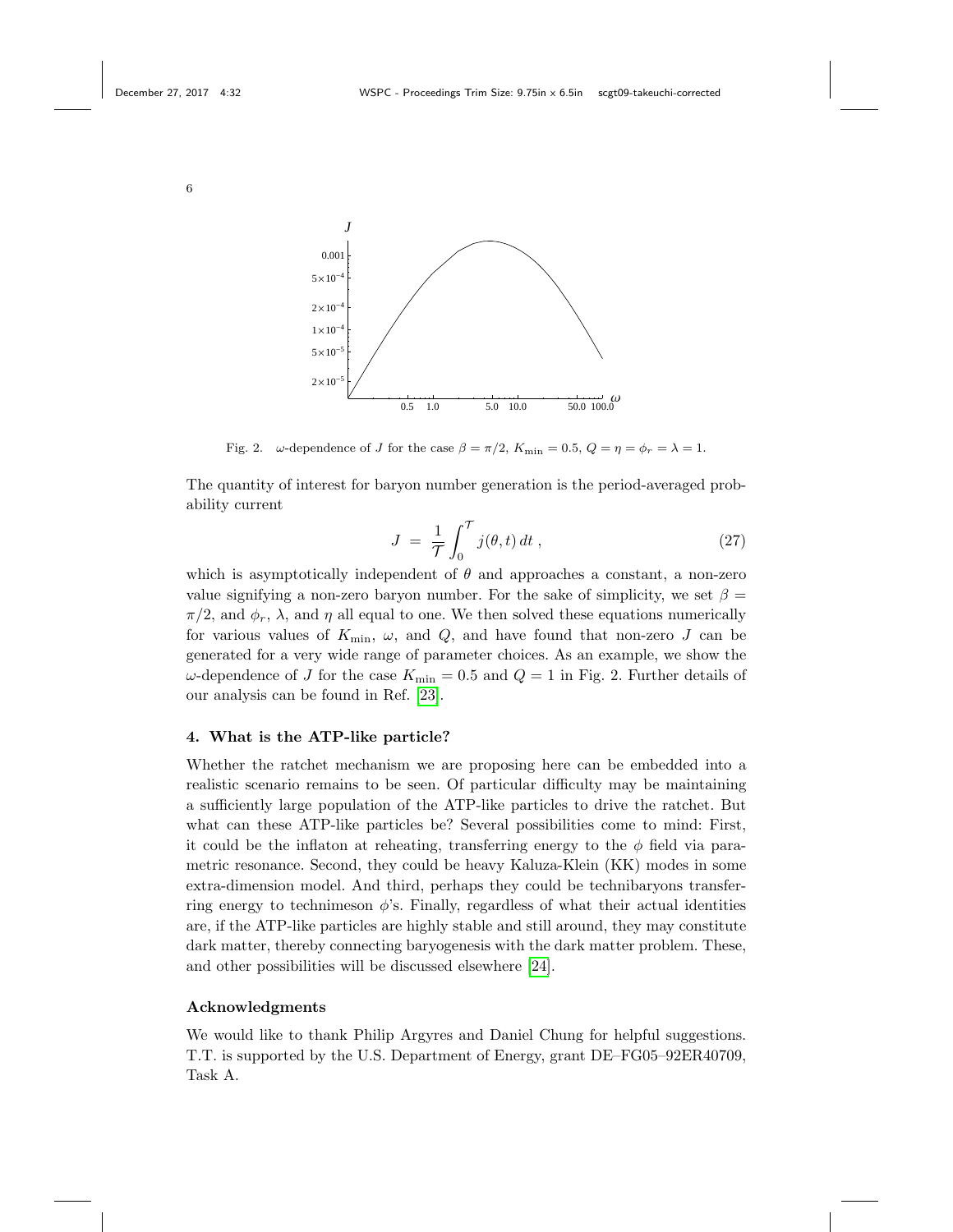Fig. 2. $\omega$-dependence of $J$ for the case $\beta = \pi/2$, $K_{\min} = 0.5$, $Q = \eta = \phi_r = \lambda = 1$.

The quantity of interest for baryon number generation is the period-averaged probability current

$$J = \frac{1}{\mathcal{T}} \int_0^{\mathcal{T}} j(\theta, t)\, dt\,, \tag{27}$$

which is asymptotically independent of $\theta$ and approaches a constant, a non-zero value signifying a non-zero baryon number. For the sake of simplicity, we set $\beta = \pi/2$, and $\phi_r$, $\lambda$, and $\eta$ all equal to one. We then solved these equations numerically for various values of $K_{\min}$, $\omega$, and $Q$, and have found that non-zero $J$ can be generated for a very wide range of parameter choices. As an example, we show the $\omega$-dependence of $J$ for the case $K_{\min} = 0.5$ and $Q = 1$ in Fig. 2. Further details of our analysis can be found in Ref. [23].

## 4. What is the ATP-like particle?

Whether the ratchet mechanism we are proposing here can be embedded into a realistic scenario remains to be seen. Of particular difficulty may be maintaining a sufficiently large population of the ATP-like particles to drive the ratchet. But what can these ATP-like particles be? Several possibilities come to mind: First, it could be the inflaton at reheating, transferring energy to the $\phi$ field via parametric resonance. Second, they could be heavy Kaluza-Klein (KK) modes in some extra-dimension model. And third, perhaps they could be technibaryons transferring energy to technimeson $\phi$'s. Finally, regardless of what their actual identities are, if the ATP-like particles are highly stable and still around, they may constitute dark matter, thereby connecting baryogenesis with the dark matter problem. These, and other possibilities will be discussed elsewhere [24].

## Acknowledgments

We would like to thank Philip Argyres and Daniel Chung for helpful suggestions. T.T. is supported by the U.S. Department of Energy, grant DE–FG05–92ER40709, Task A.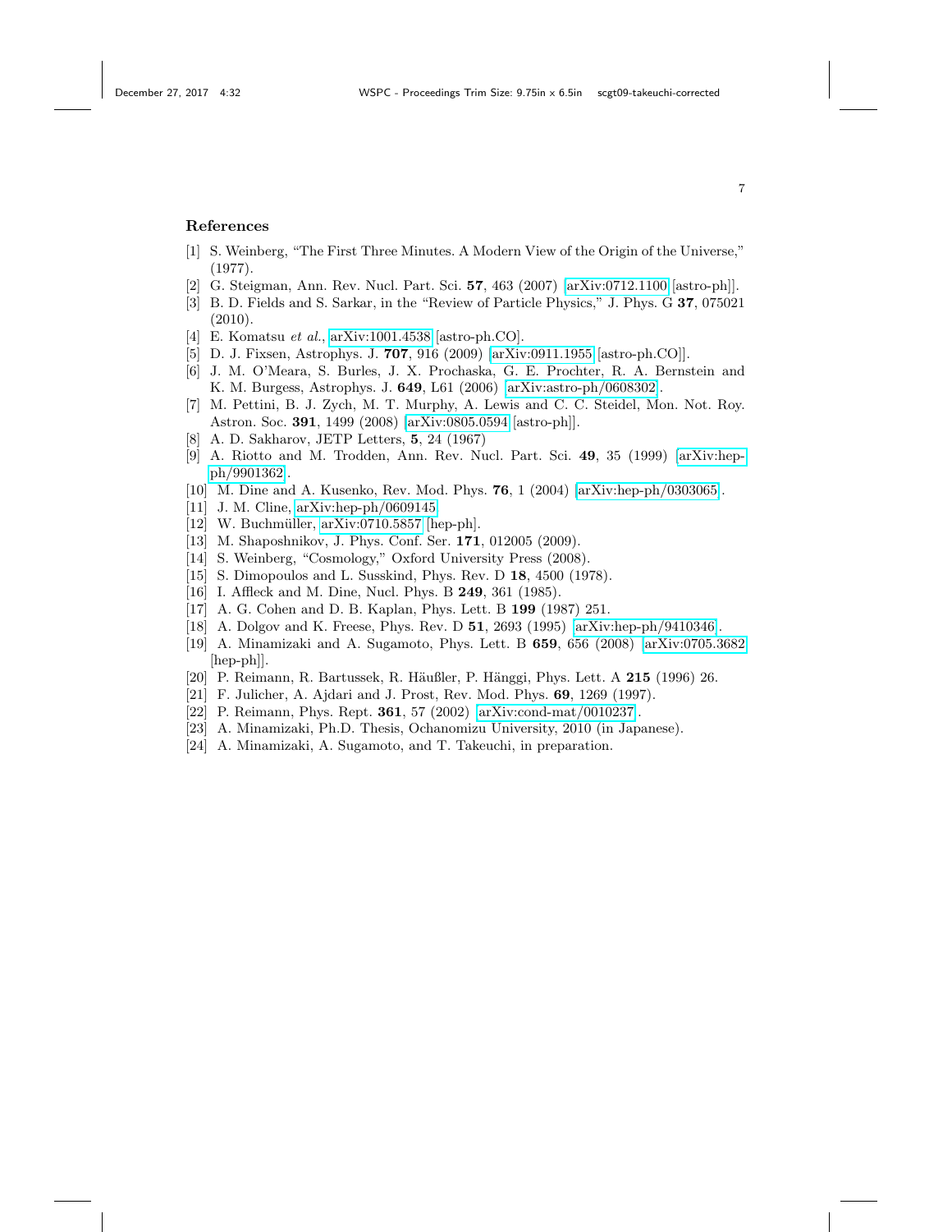## References

[1] S. Weinberg, "The First Three Minutes. A Modern View of the Origin of the Universe," (1977).

[2] G. Steigman, Ann. Rev. Nucl. Part. Sci. **57**, 463 (2007) [arXiv:0712.1100 [astro-ph]].

[3] B. D. Fields and S. Sarkar, in the "Review of Particle Physics," J. Phys. G **37**, 075021 (2010).

[4] E. Komatsu *et al.*, arXiv:1001.4538 [astro-ph.CO].

[5] D. J. Fixsen, Astrophys. J. **707**, 916 (2009) [arXiv:0911.1955 [astro-ph.CO]].

[6] J. M. O'Meara, S. Burles, J. X. Prochaska, G. E. Prochter, R. A. Bernstein and K. M. Burgess, Astrophys. J. **649**, L61 (2006) [arXiv:astro-ph/0608302].

[7] M. Pettini, B. J. Zych, M. T. Murphy, A. Lewis and C. C. Steidel, Mon. Not. Roy. Astron. Soc. **391**, 1499 (2008) [arXiv:0805.0594 [astro-ph]].

[8] A. D. Sakharov, JETP Letters, **5**, 24 (1967)

[9] A. Riotto and M. Trodden, Ann. Rev. Nucl. Part. Sci. **49**, 35 (1999) [arXiv:hep-ph/9901362].

[10] M. Dine and A. Kusenko, Rev. Mod. Phys. **76**, 1 (2004) [arXiv:hep-ph/0303065].

[11] J. M. Cline, arXiv:hep-ph/0609145.

[12] W. Buchmüller, arXiv:0710.5857 [hep-ph].

[13] M. Shaposhnikov, J. Phys. Conf. Ser. **171**, 012005 (2009).

[14] S. Weinberg, "Cosmology," Oxford University Press (2008).

[15] S. Dimopoulos and L. Susskind, Phys. Rev. D **18**, 4500 (1978).

[16] I. Affleck and M. Dine, Nucl. Phys. B **249**, 361 (1985).

[17] A. G. Cohen and D. B. Kaplan, Phys. Lett. B **199** (1987) 251.

[18] A. Dolgov and K. Freese, Phys. Rev. D **51**, 2693 (1995) [arXiv:hep-ph/9410346].

[19] A. Minamizaki and A. Sugamoto, Phys. Lett. B **659**, 656 (2008) [arXiv:0705.3682 [hep-ph]].

[20] P. Reimann, R. Bartussek, R. Häußler, P. Hänggi, Phys. Lett. A **215** (1996) 26.

[21] F. Julicher, A. Ajdari and J. Prost, Rev. Mod. Phys. **69**, 1269 (1997).

[22] P. Reimann, Phys. Rept. **361**, 57 (2002) [arXiv:cond-mat/0010237].

[23] A. Minamizaki, Ph.D. Thesis, Ochanomizu University, 2010 (in Japanese).

[24] A. Minamizaki, A. Sugamoto, and T. Takeuchi, in preparation.